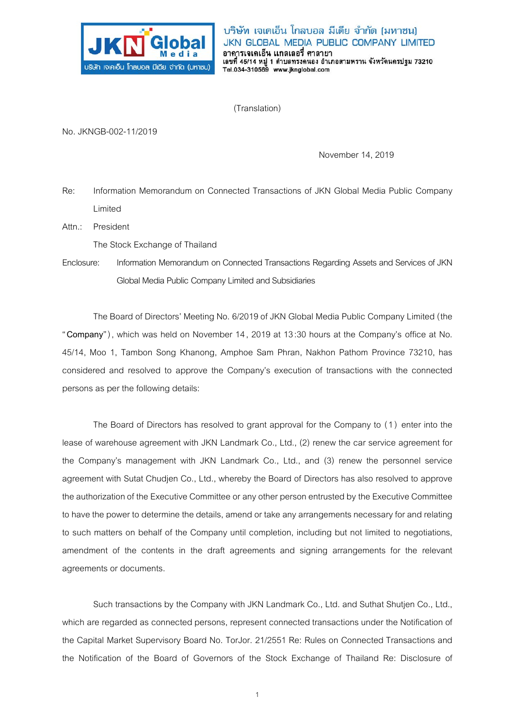JKN Global Media

บริษัท เจเคเอ็น โกลบอล มีเดีย จำกัด (มหาชน)

บริษัท เจเคเอ็น โกลบอล มีเดีย จำกัด (มหาชน)
JKN GLOBAL MEDIA PUBLIC COMPANY LIMITED
อาคารเจเคเอ็น แกลเลอรี่ ศาลายา
เลขที่ 45/14 หมู่ 1 ตำบลทรงคนอง อำเภอสามพราน จังหวัดนครปฐม 73210
Tel.034-310569 www.jknglobal.com

(Translation)

No. JKNGB-002-11/2019

November 14, 2019

Re: Information Memorandum on Connected Transactions of JKN Global Media Public Company Limited

Attn.: President
The Stock Exchange of Thailand

Enclosure: Information Memorandum on Connected Transactions Regarding Assets and Services of JKN Global Media Public Company Limited and Subsidiaries

The Board of Directors' Meeting No. 6/2019 of JKN Global Media Public Company Limited (the "**Company**"), which was held on November 14, 2019 at 13:30 hours at the Company's office at No. 45/14, Moo 1, Tambon Song Khanong, Amphoe Sam Phran, Nakhon Pathom Province 73210, has considered and resolved to approve the Company's execution of transactions with the connected persons as per the following details:

The Board of Directors has resolved to grant approval for the Company to (1) enter into the lease of warehouse agreement with JKN Landmark Co., Ltd., (2) renew the car service agreement for the Company's management with JKN Landmark Co., Ltd., and (3) renew the personnel service agreement with Sutat Chudjen Co., Ltd., whereby the Board of Directors has also resolved to approve the authorization of the Executive Committee or any other person entrusted by the Executive Committee to have the power to determine the details, amend or take any arrangements necessary for and relating to such matters on behalf of the Company until completion, including but not limited to negotiations, amendment of the contents in the draft agreements and signing arrangements for the relevant agreements or documents.

Such transactions by the Company with JKN Landmark Co., Ltd. and Suthat Shutjen Co., Ltd., which are regarded as connected persons, represent connected transactions under the Notification of the Capital Market Supervisory Board No. TorJor. 21/2551 Re: Rules on Connected Transactions and the Notification of the Board of Governors of the Stock Exchange of Thailand Re: Disclosure of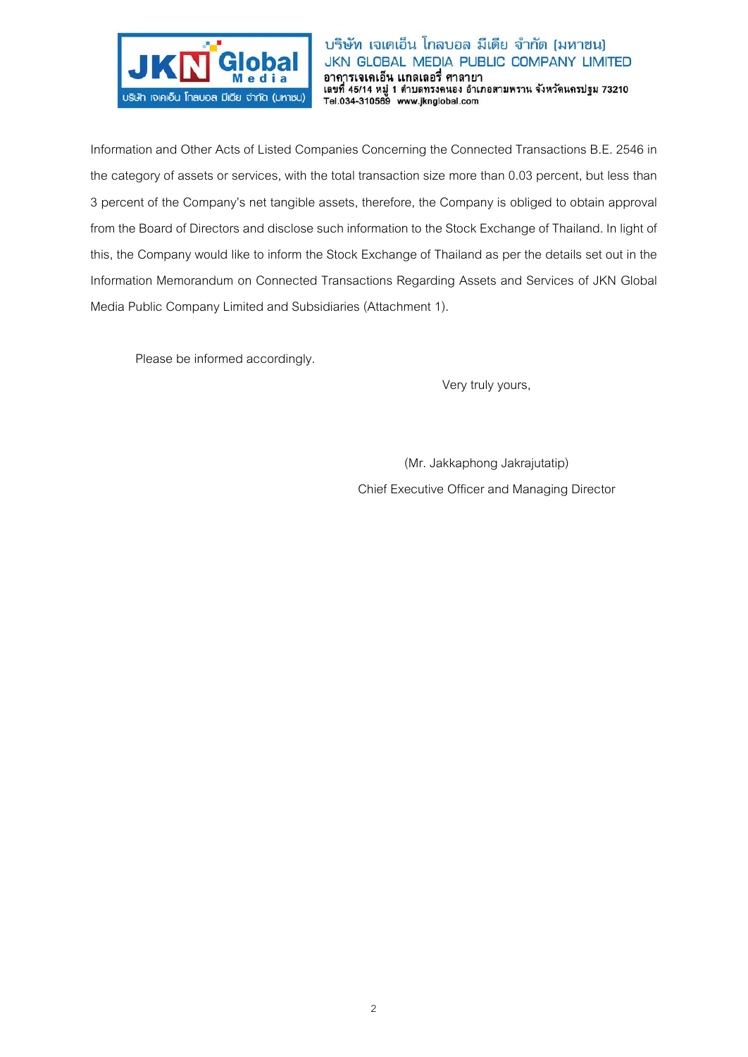Information and Other Acts of Listed Companies Concerning the Connected Transactions B.E. 2546 in the category of assets or services, with the total transaction size more than 0.03 percent, but less than 3 percent of the Company's net tangible assets, therefore, the Company is obliged to obtain approval from the Board of Directors and disclose such information to the Stock Exchange of Thailand. In light of this, the Company would like to inform the Stock Exchange of Thailand as per the details set out in the Information Memorandum on Connected Transactions Regarding Assets and Services of JKN Global Media Public Company Limited and Subsidiaries (Attachment 1).

Please be informed accordingly.

Very truly yours,

(Mr. Jakkaphong Jakrajutatip)

Chief Executive Officer and Managing Director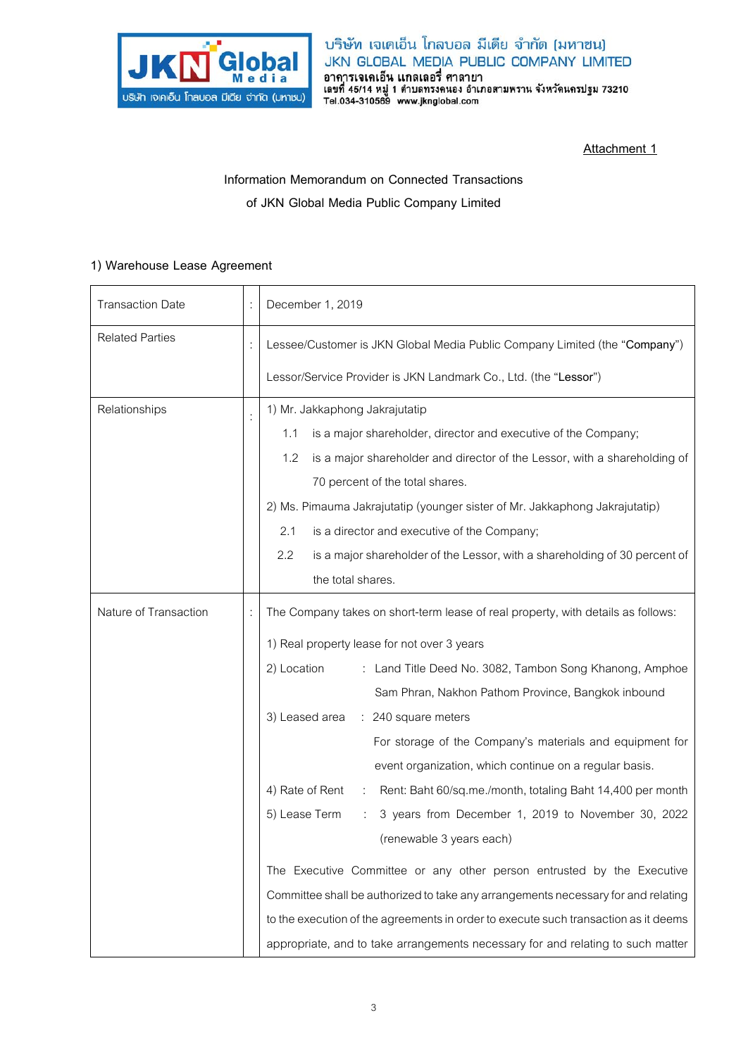Attachment 1

Information Memorandum on Connected Transactions

of JKN Global Media Public Company Limited

1) Warehouse Lease Agreement

| Transaction Date | : | December 1, 2019 |
|---|---|---|
| Related Parties | : | Lessee/Customer is JKN Global Media Public Company Limited (the "**Company**")<br><br>Lessor/Service Provider is JKN Landmark Co., Ltd. (the "**Lessor**") |
| Relationships | : | 1) Mr. Jakkaphong Jakrajutatip<br>1.1 is a major shareholder, director and executive of the Company;<br>1.2 is a major shareholder and director of the Lessor, with a shareholding of 70 percent of the total shares.<br>2) Ms. Pimauma Jakrajutatip (younger sister of Mr. Jakkaphong Jakrajutatip)<br>2.1 is a director and executive of the Company;<br>2.2 is a major shareholder of the Lessor, with a shareholding of 30 percent of the total shares. |
| Nature of Transaction | : | The Company takes on short-term lease of real property, with details as follows:<br><br>1) Real property lease for not over 3 years<br>2) Location : Land Title Deed No. 3082, Tambon Song Khanong, Amphoe Sam Phran, Nakhon Pathom Province, Bangkok inbound<br>3) Leased area : 240 square meters<br>For storage of the Company's materials and equipment for event organization, which continue on a regular basis.<br>4) Rate of Rent : Rent: Baht 60/sq.me./month, totaling Baht 14,400 per month<br>5) Lease Term : 3 years from December 1, 2019 to November 30, 2022 (renewable 3 years each)<br><br>The Executive Committee or any other person entrusted by the Executive Committee shall be authorized to take any arrangements necessary for and relating to the execution of the agreements in order to execute such transaction as it deems appropriate, and to take arrangements necessary for and relating to such matter |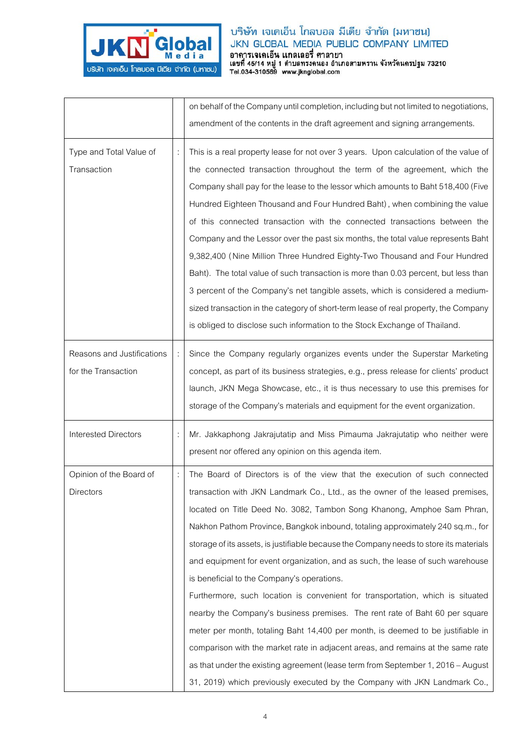| | | |
|---|---|---|
| | | on behalf of the Company until completion, including but not limited to negotiations, amendment of the contents in the draft agreement and signing arrangements. |
| Type and Total Value of Transaction | : | This is a real property lease for not over 3 years. Upon calculation of the value of the connected transaction throughout the term of the agreement, which the Company shall pay for the lease to the lessor which amounts to Baht 518,400 (Five Hundred Eighteen Thousand and Four Hundred Baht), when combining the value of this connected transaction with the connected transactions between the Company and the Lessor over the past six months, the total value represents Baht 9,382,400 (Nine Million Three Hundred Eighty-Two Thousand and Four Hundred Baht). The total value of such transaction is more than 0.03 percent, but less than 3 percent of the Company's net tangible assets, which is considered a medium-sized transaction in the category of short-term lease of real property, the Company is obliged to disclose such information to the Stock Exchange of Thailand. |
| Reasons and Justifications for the Transaction | : | Since the Company regularly organizes events under the Superstar Marketing concept, as part of its business strategies, e.g., press release for clients' product launch, JKN Mega Showcase, etc., it is thus necessary to use this premises for storage of the Company's materials and equipment for the event organization. |
| Interested Directors | : | Mr. Jakkaphong Jakrajutatip and Miss Pimauma Jakrajutatip who neither were present nor offered any opinion on this agenda item. |
| Opinion of the Board of Directors | : | The Board of Directors is of the view that the execution of such connected transaction with JKN Landmark Co., Ltd., as the owner of the leased premises, located on Title Deed No. 3082, Tambon Song Khanong, Amphoe Sam Phran, Nakhon Pathom Province, Bangkok inbound, totaling approximately 240 sq.m., for storage of its assets, is justifiable because the Company needs to store its materials and equipment for event organization, and as such, the lease of such warehouse is beneficial to the Company's operations.<br>Furthermore, such location is convenient for transportation, which is situated nearby the Company's business premises. The rent rate of Baht 60 per square meter per month, totaling Baht 14,400 per month, is deemed to be justifiable in comparison with the market rate in adjacent areas, and remains at the same rate as that under the existing agreement (lease term from September 1, 2016 – August 31, 2019) which previously executed by the Company with JKN Landmark Co., |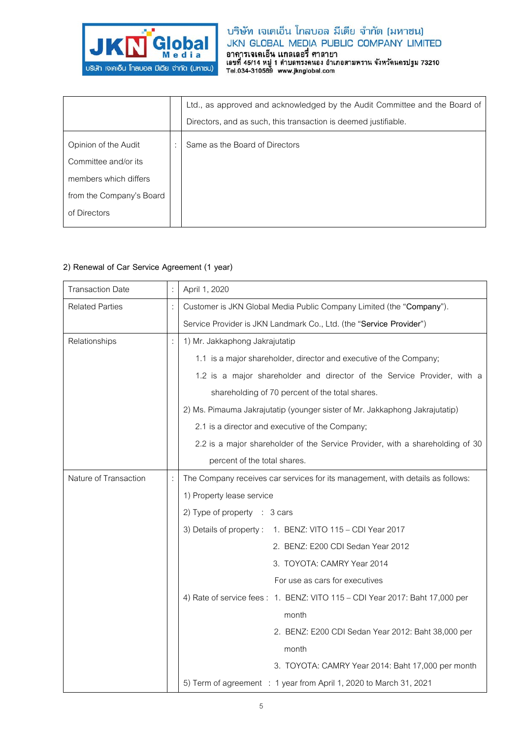| | | |
|---|---|---|
| | | Ltd., as approved and acknowledged by the Audit Committee and the Board of Directors, and as such, this transaction is deemed justifiable. |
| Opinion of the Audit Committee and/or its members which differs from the Company's Board of Directors | : | Same as the Board of Directors |

**2) Renewal of Car Service Agreement (1 year)**

| | | |
|---|---|---|
| Transaction Date | : | April 1, 2020 |
| Related Parties | : | Customer is JKN Global Media Public Company Limited (the "**Company**").<br>Service Provider is JKN Landmark Co., Ltd. (the "**Service Provider**") |
| Relationships | : | 1) Mr. Jakkaphong Jakrajutatip<br>1.1 is a major shareholder, director and executive of the Company;<br>1.2 is a major shareholder and director of the Service Provider, with a shareholding of 70 percent of the total shares.<br>2) Ms. Pimauma Jakrajutatip (younger sister of Mr. Jakkaphong Jakrajutatip)<br>2.1 is a director and executive of the Company;<br>2.2 is a major shareholder of the Service Provider, with a shareholding of 30 percent of the total shares. |
| Nature of Transaction | : | The Company receives car services for its management, with details as follows:<br>1) Property lease service<br>2) Type of property : 3 cars<br>3) Details of property : 1. BENZ: VITO 115 – CDI Year 2017<br>2. BENZ: E200 CDI Sedan Year 2012<br>3. TOYOTA: CAMRY Year 2014<br>For use as cars for executives<br>4) Rate of service fees : 1. BENZ: VITO 115 – CDI Year 2017: Baht 17,000 per month<br>2. BENZ: E200 CDI Sedan Year 2012: Baht 38,000 per month<br>3. TOYOTA: CAMRY Year 2014: Baht 17,000 per month<br>5) Term of agreement : 1 year from April 1, 2020 to March 31, 2021 |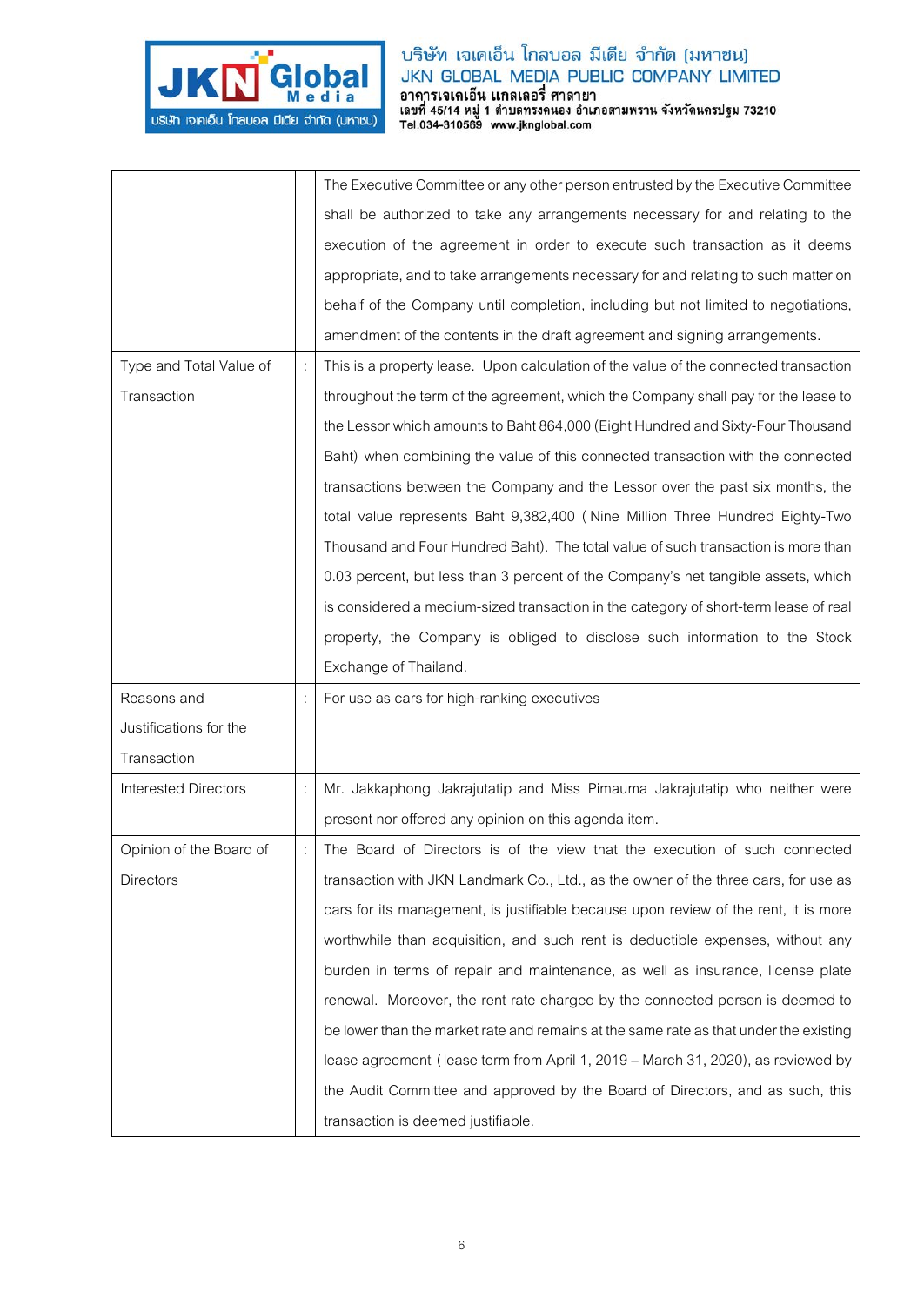| | | |
|---|---|---|
| | | The Executive Committee or any other person entrusted by the Executive Committee shall be authorized to take any arrangements necessary for and relating to the execution of the agreement in order to execute such transaction as it deems appropriate, and to take arrangements necessary for and relating to such matter on behalf of the Company until completion, including but not limited to negotiations, amendment of the contents in the draft agreement and signing arrangements. |
| Type and Total Value of Transaction | : | This is a property lease. Upon calculation of the value of the connected transaction throughout the term of the agreement, which the Company shall pay for the lease to the Lessor which amounts to Baht 864,000 (Eight Hundred and Sixty-Four Thousand Baht) when combining the value of this connected transaction with the connected transactions between the Company and the Lessor over the past six months, the total value represents Baht 9,382,400 (Nine Million Three Hundred Eighty-Two Thousand and Four Hundred Baht). The total value of such transaction is more than 0.03 percent, but less than 3 percent of the Company's net tangible assets, which is considered a medium-sized transaction in the category of short-term lease of real property, the Company is obliged to disclose such information to the Stock Exchange of Thailand. |
| Reasons and Justifications for the Transaction | : | For use as cars for high-ranking executives |
| Interested Directors | : | Mr. Jakkaphong Jakrajutatip and Miss Pimauma Jakrajutatip who neither were present nor offered any opinion on this agenda item. |
| Opinion of the Board of Directors | : | The Board of Directors is of the view that the execution of such connected transaction with JKN Landmark Co., Ltd., as the owner of the three cars, for use as cars for its management, is justifiable because upon review of the rent, it is more worthwhile than acquisition, and such rent is deductible expenses, without any burden in terms of repair and maintenance, as well as insurance, license plate renewal. Moreover, the rent rate charged by the connected person is deemed to be lower than the market rate and remains at the same rate as that under the existing lease agreement (lease term from April 1, 2019 – March 31, 2020), as reviewed by the Audit Committee and approved by the Board of Directors, and as such, this transaction is deemed justifiable. |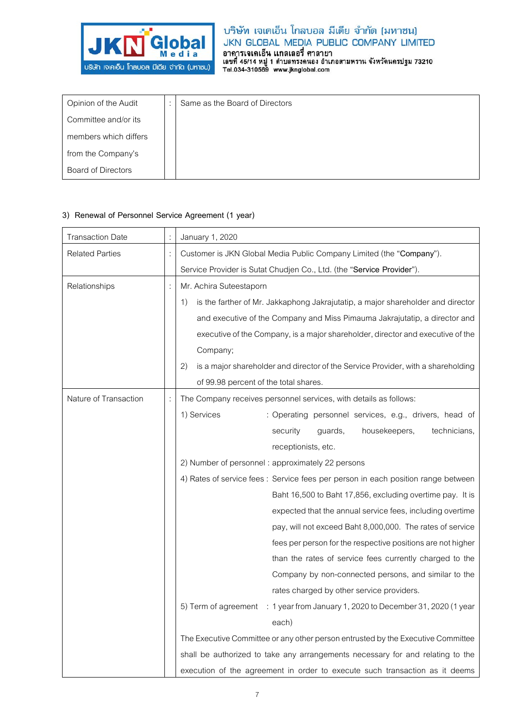| Opinion of the Audit Committee and/or its members which differs from the Company's Board of Directors | : | Same as the Board of Directors |
|---|---|---|

3) Renewal of Personnel Service Agreement (1 year)

| Transaction Date | : | January 1, 2020 |
|---|---|---|
| Related Parties | : | Customer is JKN Global Media Public Company Limited (the "**Company**").<br>Service Provider is Sutat Chudjen Co., Ltd. (the "**Service Provider**"). |
| Relationships | : | Mr. Achira Suteestaporn<br>1) is the farther of Mr. Jakkaphong Jakrajutatip, a major shareholder and director and executive of the Company and Miss Pimauma Jakrajutatip, a director and executive of the Company, is a major shareholder, director and executive of the Company;<br>2) is a major shareholder and director of the Service Provider, with a shareholding of 99.98 percent of the total shares. |
| Nature of Transaction | : | The Company receives personnel services, with details as follows:<br>1) Services : Operating personnel services, e.g., drivers, head of security guards, housekeepers, technicians, receptionists, etc.<br>2) Number of personnel : approximately 22 persons<br>4) Rates of service fees : Service fees per person in each position range between Baht 16,500 to Baht 17,856, excluding overtime pay. It is expected that the annual service fees, including overtime pay, will not exceed Baht 8,000,000. The rates of service fees per person for the respective positions are not higher than the rates of service fees currently charged to the Company by non-connected persons, and similar to the rates charged by other service providers.<br>5) Term of agreement : 1 year from January 1, 2020 to December 31, 2020 (1 year each)<br>The Executive Committee or any other person entrusted by the Executive Committee shall be authorized to take any arrangements necessary for and relating to the execution of the agreement in order to execute such transaction as it deems |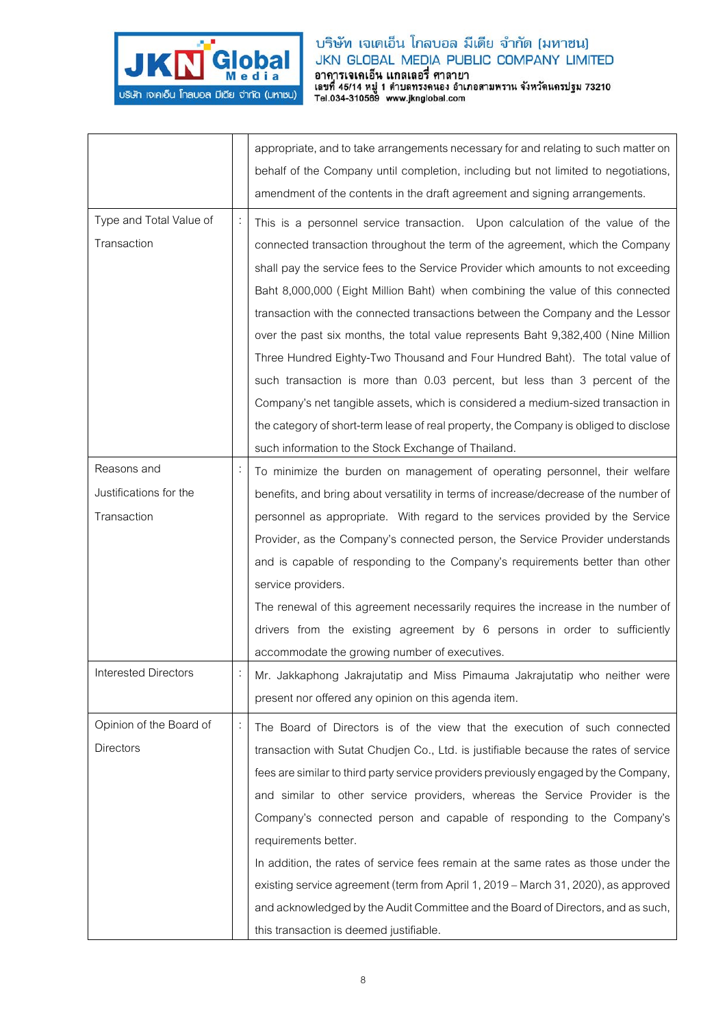| | | |
|---|---|---|
| | | appropriate, and to take arrangements necessary for and relating to such matter on behalf of the Company until completion, including but not limited to negotiations, amendment of the contents in the draft agreement and signing arrangements. |
| Type and Total Value of Transaction | : | This is a personnel service transaction. Upon calculation of the value of the connected transaction throughout the term of the agreement, which the Company shall pay the service fees to the Service Provider which amounts to not exceeding Baht 8,000,000 (Eight Million Baht) when combining the value of this connected transaction with the connected transactions between the Company and the Lessor over the past six months, the total value represents Baht 9,382,400 (Nine Million Three Hundred Eighty-Two Thousand and Four Hundred Baht). The total value of such transaction is more than 0.03 percent, but less than 3 percent of the Company's net tangible assets, which is considered a medium-sized transaction in the category of short-term lease of real property, the Company is obliged to disclose such information to the Stock Exchange of Thailand. |
| Reasons and Justifications for the Transaction | : | To minimize the burden on management of operating personnel, their welfare benefits, and bring about versatility in terms of increase/decrease of the number of personnel as appropriate. With regard to the services provided by the Service Provider, as the Company's connected person, the Service Provider understands and is capable of responding to the Company's requirements better than other service providers.<br>The renewal of this agreement necessarily requires the increase in the number of drivers from the existing agreement by 6 persons in order to sufficiently accommodate the growing number of executives. |
| Interested Directors | : | Mr. Jakkaphong Jakrajutatip and Miss Pimauma Jakrajutatip who neither were present nor offered any opinion on this agenda item. |
| Opinion of the Board of Directors | : | The Board of Directors is of the view that the execution of such connected transaction with Sutat Chudjen Co., Ltd. is justifiable because the rates of service fees are similar to third party service providers previously engaged by the Company, and similar to other service providers, whereas the Service Provider is the Company's connected person and capable of responding to the Company's requirements better.<br>In addition, the rates of service fees remain at the same rates as those under the existing service agreement (term from April 1, 2019 – March 31, 2020), as approved and acknowledged by the Audit Committee and the Board of Directors, and as such, this transaction is deemed justifiable. |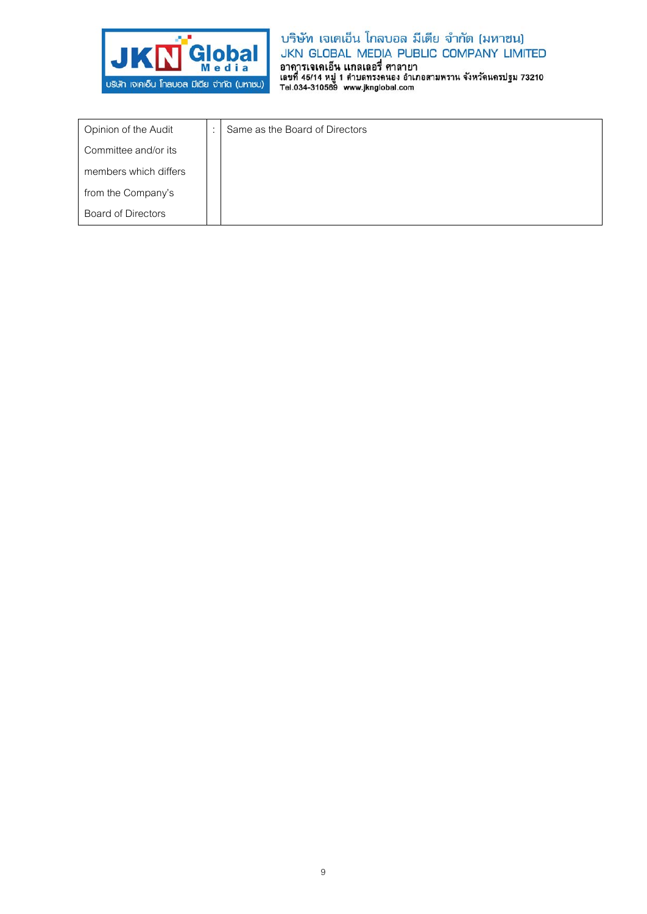| | | |
|---|---|---|
| Opinion of the Audit Committee and/or its members which differs from the Company's Board of Directors | : | Same as the Board of Directors |